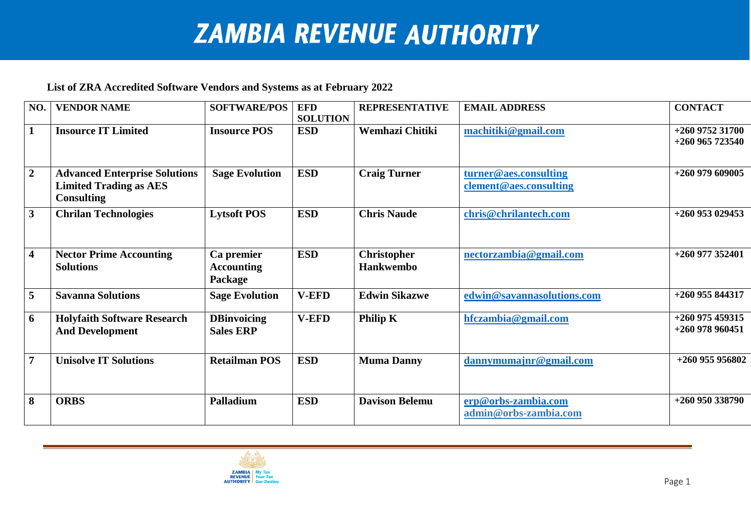# ZAMBIA REVENUE AUTHORITY

**List of ZRA Accredited Software Vendors and Systems as at February 2022**

| NO. | VENDOR NAME | SOFTWARE/POS | EFD SOLUTION | REPRESENTATIVE | EMAIL ADDRESS | CONTACT |
|---|---|---|---|---|---|---|
| **1** | **Insource IT Limited** | **Insource POS** | **ESD** | **Wemhazi Chitiki** | machitiki@gmail.com | **+260 9752 31700** **+260 965 723540** |
| **2** | **Advanced Enterprise Solutions Limited Trading as AES Consulting** | **Sage Evolution** | **ESD** | **Craig Turner** | turner@aes.consulting clement@aes.consulting | **+260 979 609005** |
| **3** | **Chrilan Technologies** | **Lytsoft POS** | **ESD** | **Chris Naude** | chris@chrilantech.com | **+260 953 029453** |
| **4** | **Nector Prime Accounting Solutions** | **Ca premier Accounting Package** | **ESD** | **Christopher Hankwembo** | nectorzambia@gmail.com | **+260 977 352401** |
| **5** | **Savanna Solutions** | **Sage Evolution** | **V-EFD** | **Edwin Sikazwe** | edwin@savannasolutions.com | **+260 955 844317** |
| **6** | **Holyfaith Software Research And Development** | **DBinvoicing Sales ERP** | **V-EFD** | **Philip K** | hfczambia@gmail.com | **+260 975 459315** **+260 978 960451** |
| **7** | **Unisolve IT Solutions** | **Retailman POS** | **ESD** | **Muma Danny** | dannymumajnr@gmail.com | **+260 955 956802** |
| **8** | **ORBS** | **Palladium** | **ESD** | **Davison Belemu** | erp@orbs-zambia.com admin@orbs-zambia.com | **+260 950 338790** |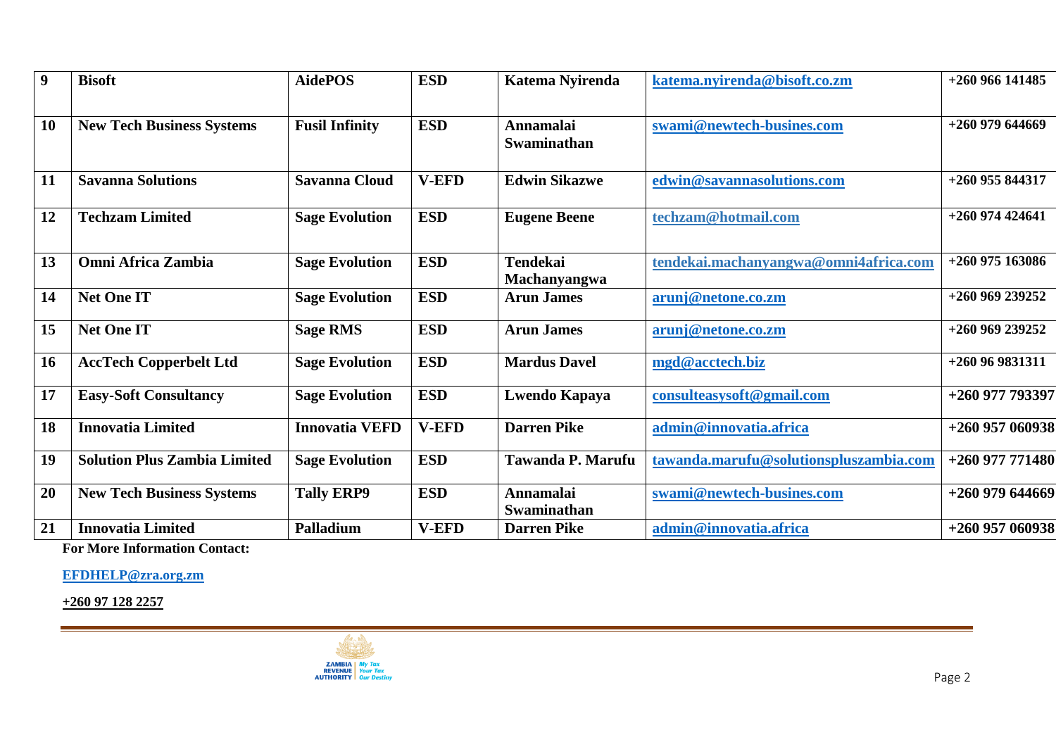| | | | | | | |
|---|---|---|---|---|---|---|
| **9** | **Bisoft** | **AidePOS** | **ESD** | **Katema Nyirenda** | **katema.nyirenda@bisoft.co.zm** | **+260 966 141485** |
| **10** | **New Tech Business Systems** | **Fusil Infinity** | **ESD** | **Annamalai Swaminathan** | **swami@newtech-busines.com** | **+260 979 644669** |
| **11** | **Savanna Solutions** | **Savanna Cloud** | **V-EFD** | **Edwin Sikazwe** | **edwin@savannasolutions.com** | **+260 955 844317** |
| **12** | **Techzam Limited** | **Sage Evolution** | **ESD** | **Eugene Beene** | **techzam@hotmail.com** | **+260 974 424641** |
| **13** | **Omni Africa Zambia** | **Sage Evolution** | **ESD** | **Tendekai Machanyangwa** | **tendekai.machanyangwa@omni4africa.com** | **+260 975 163086** |
| **14** | **Net One IT** | **Sage Evolution** | **ESD** | **Arun James** | **arunj@netone.co.zm** | **+260 969 239252** |
| **15** | **Net One IT** | **Sage RMS** | **ESD** | **Arun James** | **arunj@netone.co.zm** | **+260 969 239252** |
| **16** | **AccTech Copperbelt Ltd** | **Sage Evolution** | **ESD** | **Mardus Davel** | **mgd@acctech.biz** | **+260 96 9831311** |
| **17** | **Easy-Soft Consultancy** | **Sage Evolution** | **ESD** | **Lwendo Kapaya** | **consulteasysoft@gmail.com** | **+260 977 793397** |
| **18** | **Innovatia Limited** | **Innovatia VEFD** | **V-EFD** | **Darren Pike** | **admin@innovatia.africa** | **+260 957 060938** |
| **19** | **Solution Plus Zambia Limited** | **Sage Evolution** | **ESD** | **Tawanda P. Marufu** | **tawanda.marufu@solutionspluszambia.com** | **+260 977 771480** |
| **20** | **New Tech Business Systems** | **Tally ERP9** | **ESD** | **Annamalai Swaminathan** | **swami@newtech-busines.com** | **+260 979 644669** |
| **21** | **Innovatia Limited** | **Palladium** | **V-EFD** | **Darren Pike** | **admin@innovatia.africa** | **+260 957 060938** |

**For More Information Contact:**

**EFDHELP@zra.org.zm**

**+260 97 128 2257**

ZAMBIA REVENUE AUTHORITY | My Tax Your Tax Our Destiny